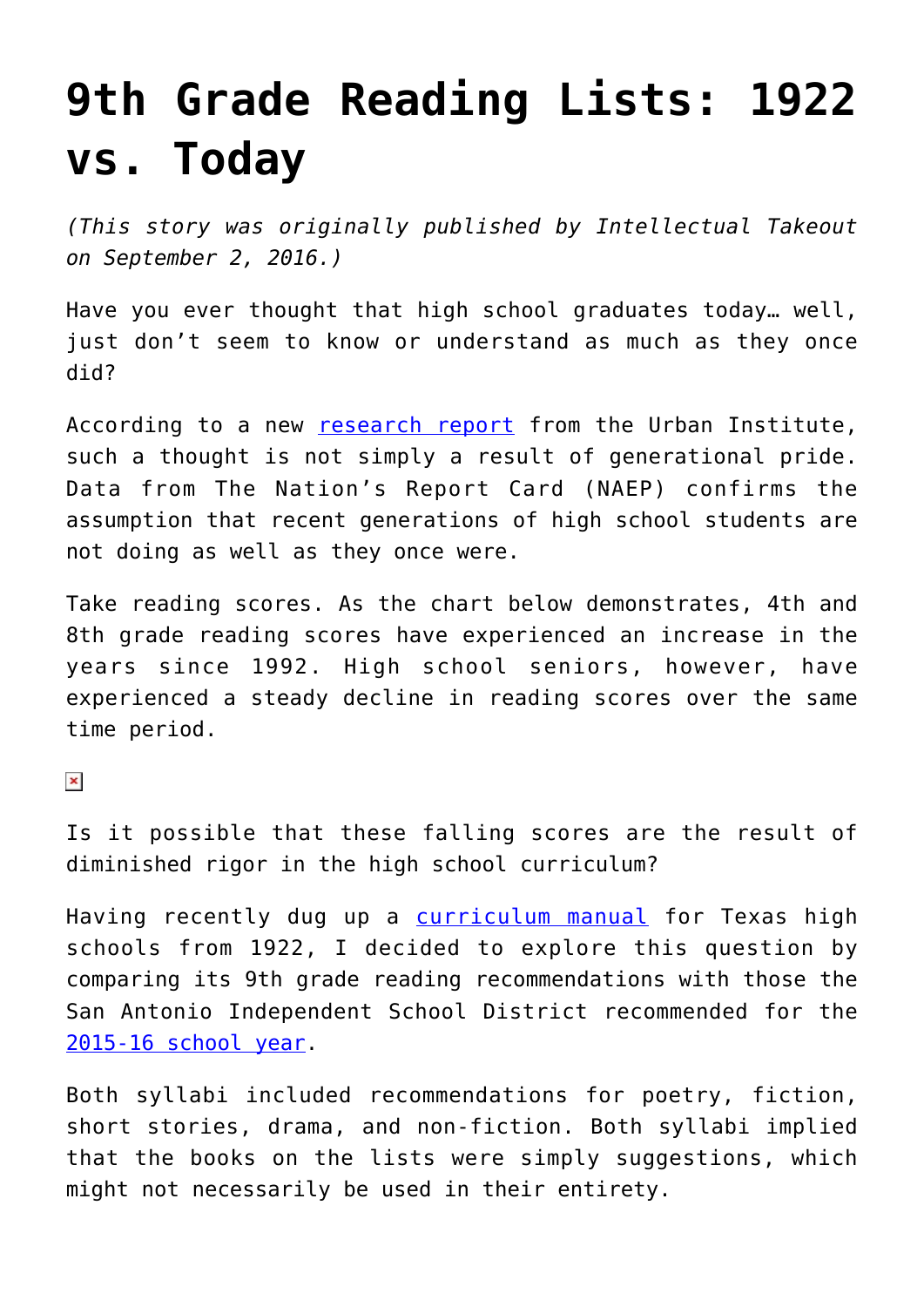# 9th Grade Reading Lists: 1922 vs. Today

*(This story was originally published by Intellectual Takeout on September 2, 2016.)*

Have you ever thought that high school graduates today… well, just don't seem to know or understand as much as they once did?

According to a new [research report](#) from the Urban Institute, such a thought is not simply a result of generational pride. Data from The Nation's Report Card (NAEP) confirms the assumption that recent generations of high school students are not doing as well as they once were.

Take reading scores. As the chart below demonstrates, 4th and 8th grade reading scores have experienced an increase in the years since 1992. High school seniors, however, have experienced a steady decline in reading scores over the same time period.

Is it possible that these falling scores are the result of diminished rigor in the high school curriculum?

Having recently dug up a [curriculum manual](#) for Texas high schools from 1922, I decided to explore this question by comparing its 9th grade reading recommendations with those the San Antonio Independent School District recommended for the [2015-16 school year](#).

Both syllabi included recommendations for poetry, fiction, short stories, drama, and non-fiction. Both syllabi implied that the books on the lists were simply suggestions, which might not necessarily be used in their entirety.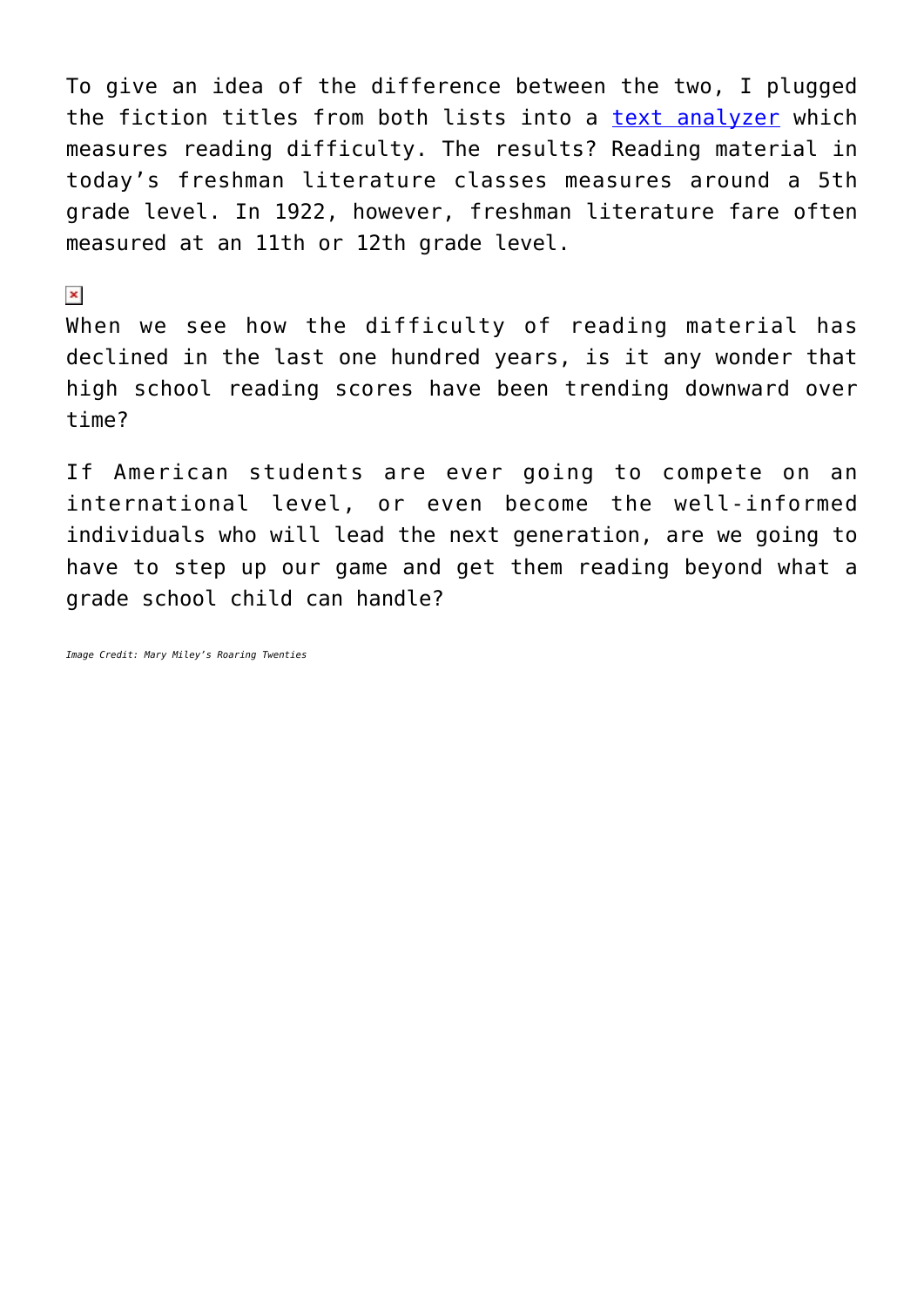To give an idea of the difference between the two, I plugged the fiction titles from both lists into a text analyzer which measures reading difficulty. The results? Reading material in today's freshman literature classes measures around a 5th grade level. In 1922, however, freshman literature fare often measured at an 11th or 12th grade level.

When we see how the difficulty of reading material has declined in the last one hundred years, is it any wonder that high school reading scores have been trending downward over time?

If American students are ever going to compete on an international level, or even become the well-informed individuals who will lead the next generation, are we going to have to step up our game and get them reading beyond what a grade school child can handle?

*Image Credit: Mary Miley's Roaring Twenties*